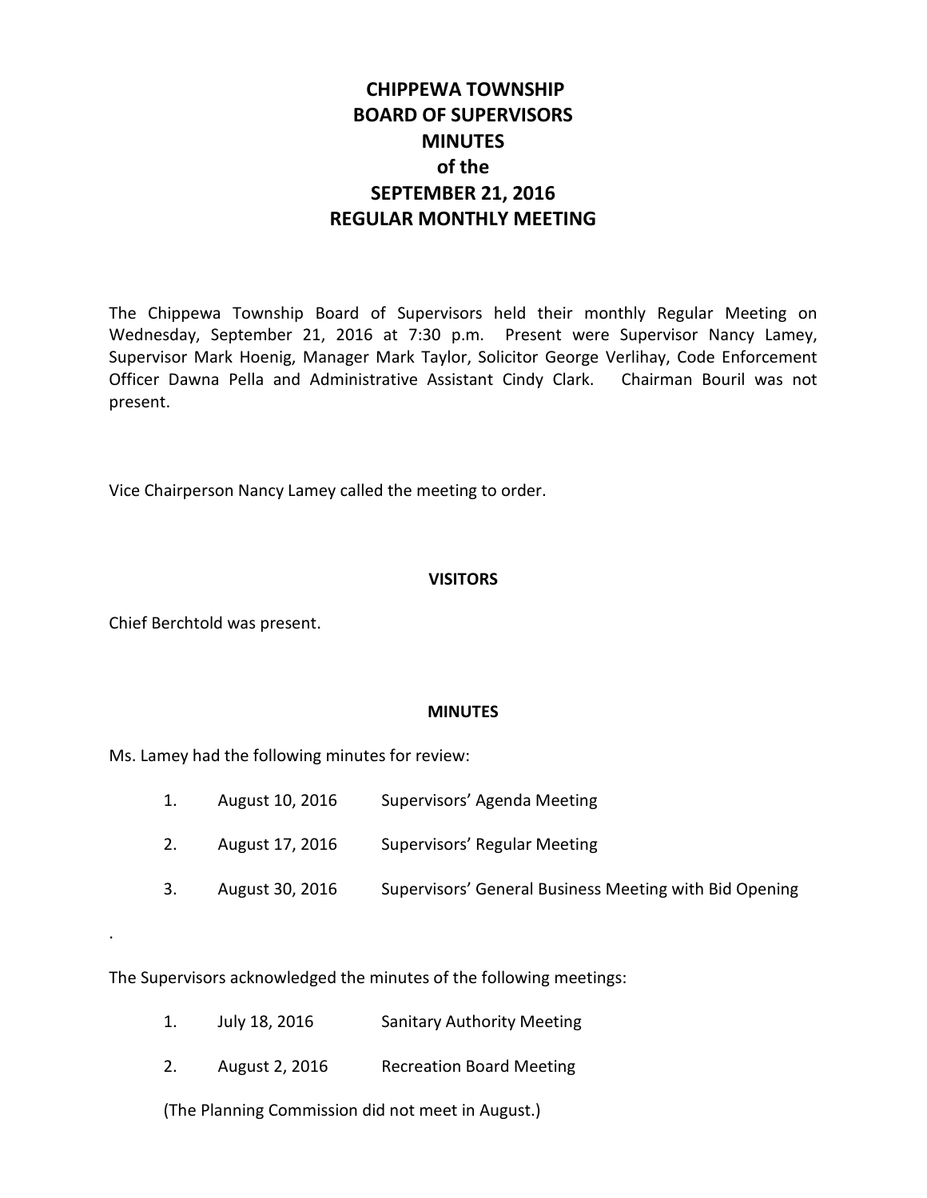# CHIPPEWA TOWNSHIP
# BOARD OF SUPERVISORS
# MINUTES
# of the
# SEPTEMBER 21, 2016
# REGULAR MONTHLY MEETING

The Chippewa Township Board of Supervisors held their monthly Regular Meeting on Wednesday, September 21, 2016 at 7:30 p.m. Present were Supervisor Nancy Lamey, Supervisor Mark Hoenig, Manager Mark Taylor, Solicitor George Verlihay, Code Enforcement Officer Dawna Pella and Administrative Assistant Cindy Clark. Chairman Bouril was not present.

Vice Chairperson Nancy Lamey called the meeting to order.

**VISITORS**

Chief Berchtold was present.

**MINUTES**

Ms. Lamey had the following minutes for review:

1. August 10, 2016 Supervisors' Agenda Meeting
2. August 17, 2016 Supervisors' Regular Meeting
3. August 30, 2016 Supervisors' General Business Meeting with Bid Opening

.

The Supervisors acknowledged the minutes of the following meetings:

1. July 18, 2016 Sanitary Authority Meeting
2. August 2, 2016 Recreation Board Meeting

(The Planning Commission did not meet in August.)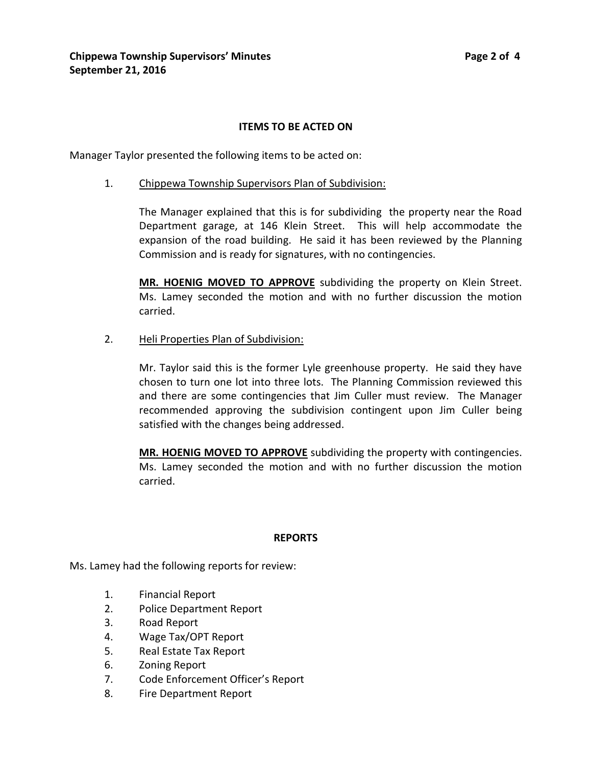## ITEMS TO BE ACTED ON

Manager Taylor presented the following items to be acted on:

1. Chippewa Township Supervisors Plan of Subdivision:

   The Manager explained that this is for subdividing the property near the Road Department garage, at 146 Klein Street. This will help accommodate the expansion of the road building. He said it has been reviewed by the Planning Commission and is ready for signatures, with no contingencies.

   **MR. HOENIG MOVED TO APPROVE** subdividing the property on Klein Street. Ms. Lamey seconded the motion and with no further discussion the motion carried.

2. Heli Properties Plan of Subdivision:

   Mr. Taylor said this is the former Lyle greenhouse property. He said they have chosen to turn one lot into three lots. The Planning Commission reviewed this and there are some contingencies that Jim Culler must review. The Manager recommended approving the subdivision contingent upon Jim Culler being satisfied with the changes being addressed.

   **MR. HOENIG MOVED TO APPROVE** subdividing the property with contingencies. Ms. Lamey seconded the motion and with no further discussion the motion carried.

## REPORTS

Ms. Lamey had the following reports for review:

1. Financial Report
2. Police Department Report
3. Road Report
4. Wage Tax/OPT Report
5. Real Estate Tax Report
6. Zoning Report
7. Code Enforcement Officer's Report
8. Fire Department Report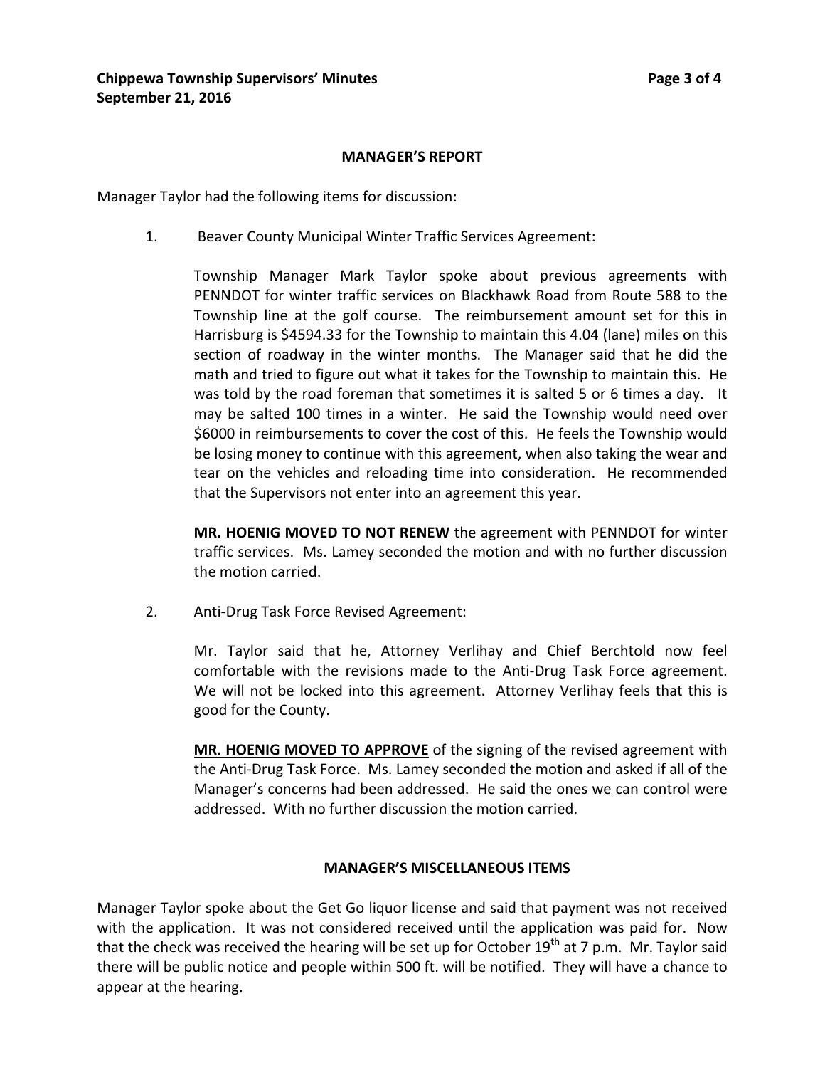## MANAGER'S REPORT

Manager Taylor had the following items for discussion:

1. Beaver County Municipal Winter Traffic Services Agreement:

   Township Manager Mark Taylor spoke about previous agreements with PENNDOT for winter traffic services on Blackhawk Road from Route 588 to the Township line at the golf course. The reimbursement amount set for this in Harrisburg is $4594.33 for the Township to maintain this 4.04 (lane) miles on this section of roadway in the winter months. The Manager said that he did the math and tried to figure out what it takes for the Township to maintain this. He was told by the road foreman that sometimes it is salted 5 or 6 times a day. It may be salted 100 times in a winter. He said the Township would need over $6000 in reimbursements to cover the cost of this. He feels the Township would be losing money to continue with this agreement, when also taking the wear and tear on the vehicles and reloading time into consideration. He recommended that the Supervisors not enter into an agreement this year.

   **MR. HOENIG MOVED TO NOT RENEW** the agreement with PENNDOT for winter traffic services. Ms. Lamey seconded the motion and with no further discussion the motion carried.

2. Anti-Drug Task Force Revised Agreement:

   Mr. Taylor said that he, Attorney Verlihay and Chief Berchtold now feel comfortable with the revisions made to the Anti-Drug Task Force agreement. We will not be locked into this agreement. Attorney Verlihay feels that this is good for the County.

   **MR. HOENIG MOVED TO APPROVE** of the signing of the revised agreement with the Anti-Drug Task Force. Ms. Lamey seconded the motion and asked if all of the Manager's concerns had been addressed. He said the ones we can control were addressed. With no further discussion the motion carried.

## MANAGER'S MISCELLANEOUS ITEMS

Manager Taylor spoke about the Get Go liquor license and said that payment was not received with the application. It was not considered received until the application was paid for. Now that the check was received the hearing will be set up for October 19th at 7 p.m. Mr. Taylor said there will be public notice and people within 500 ft. will be notified. They will have a chance to appear at the hearing.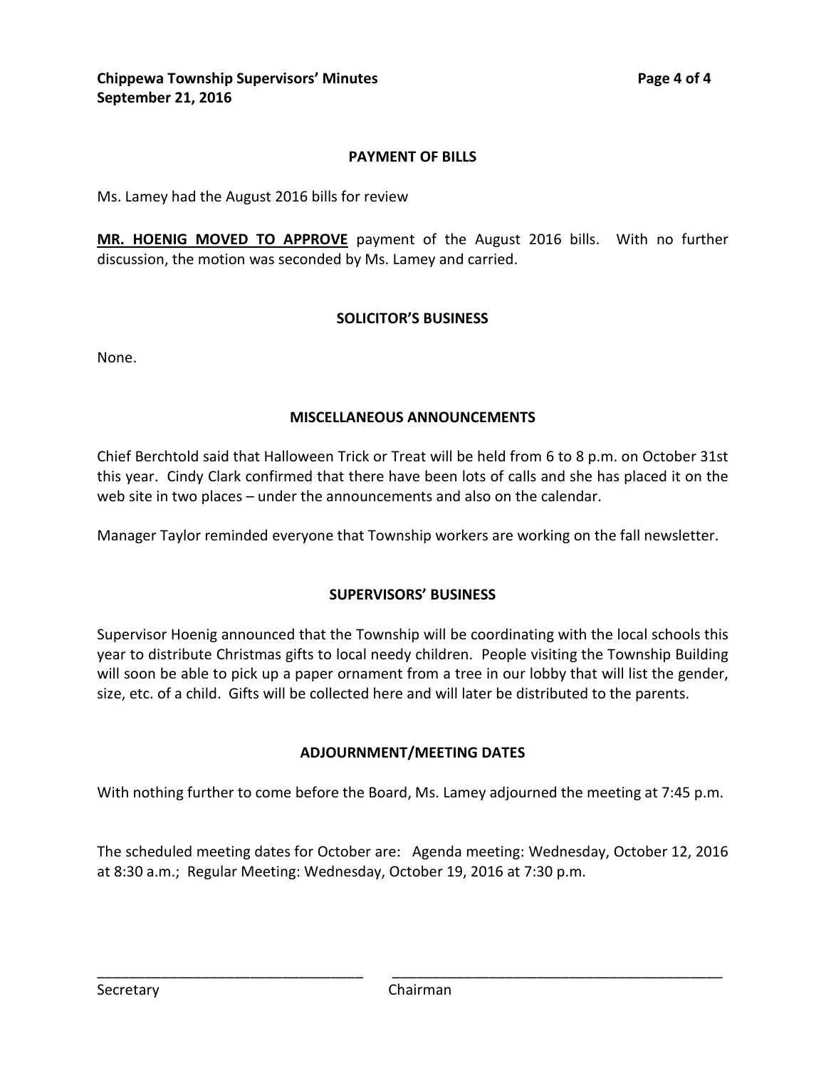**PAYMENT OF BILLS**

Ms. Lamey had the August 2016 bills for review

**MR. HOENIG MOVED TO APPROVE** payment of the August 2016 bills. With no further discussion, the motion was seconded by Ms. Lamey and carried.

**SOLICITOR'S BUSINESS**

None.

**MISCELLANEOUS ANNOUNCEMENTS**

Chief Berchtold said that Halloween Trick or Treat will be held from 6 to 8 p.m. on October 31st this year. Cindy Clark confirmed that there have been lots of calls and she has placed it on the web site in two places – under the announcements and also on the calendar.

Manager Taylor reminded everyone that Township workers are working on the fall newsletter.

**SUPERVISORS' BUSINESS**

Supervisor Hoenig announced that the Township will be coordinating with the local schools this year to distribute Christmas gifts to local needy children. People visiting the Township Building will soon be able to pick up a paper ornament from a tree in our lobby that will list the gender, size, etc. of a child. Gifts will be collected here and will later be distributed to the parents.

**ADJOURNMENT/MEETING DATES**

With nothing further to come before the Board, Ms. Lamey adjourned the meeting at 7:45 p.m.

The scheduled meeting dates for October are: Agenda meeting: Wednesday, October 12, 2016 at 8:30 a.m.; Regular Meeting: Wednesday, October 19, 2016 at 7:30 p.m.

\_\_\_\_\_\_\_\_\_\_\_\_\_\_\_\_\_\_\_\_\_\_\_\_\_\_\_\_\_\_ \_\_\_\_\_\_\_\_\_\_\_\_\_\_\_\_\_\_\_\_\_\_\_\_\_\_\_\_\_\_

Secretary Chairman